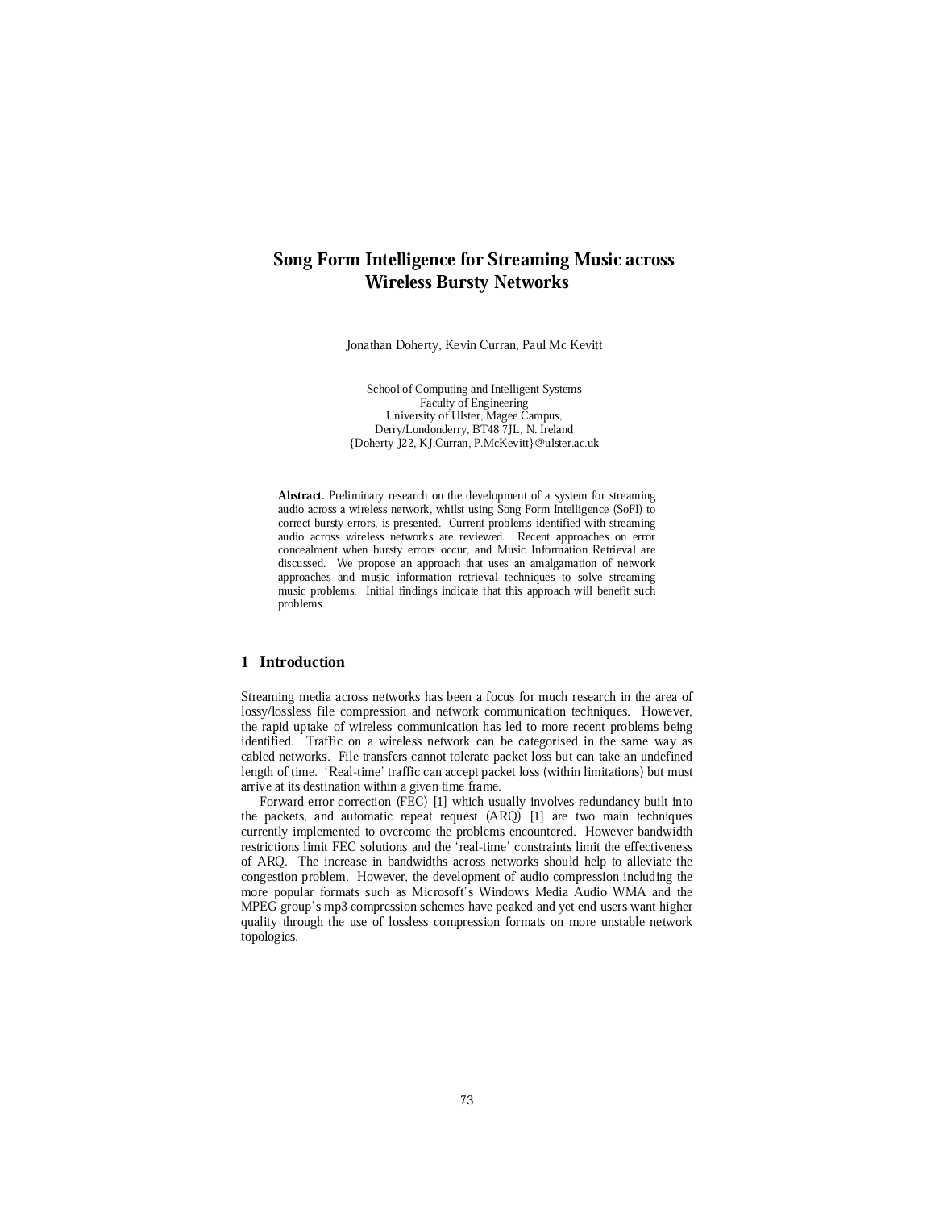# Song Form Intelligence for Streaming Music across Wireless Bursty Networks

Jonathan Doherty, Kevin Curran, Paul Mc Kevitt

School of Computing and Intelligent Systems
Faculty of Engineering
University of Ulster, Magee Campus,
Derry/Londonderry, BT48 7JL, N. Ireland
{Doherty-J22, KJ.Curran, P.McKevitt}@ulster.ac.uk

**Abstract.** Preliminary research on the development of a system for streaming audio across a wireless network, whilst using Song Form Intelligence (SoFI) to correct bursty errors, is presented. Current problems identified with streaming audio across wireless networks are reviewed. Recent approaches on error concealment when bursty errors occur, and Music Information Retrieval are discussed. We propose an approach that uses an amalgamation of network approaches and music information retrieval techniques to solve streaming music problems. Initial findings indicate that this approach will benefit such problems.

## 1 Introduction

Streaming media across networks has been a focus for much research in the area of lossy/lossless file compression and network communication techniques. However, the rapid uptake of wireless communication has led to more recent problems being identified. Traffic on a wireless network can be categorised in the same way as cabled networks. File transfers cannot tolerate packet loss but can take an undefined length of time. 'Real-time' traffic can accept packet loss (within limitations) but must arrive at its destination within a given time frame.

Forward error correction (FEC) [1] which usually involves redundancy built into the packets, and automatic repeat request (ARQ) [1] are two main techniques currently implemented to overcome the problems encountered. However bandwidth restrictions limit FEC solutions and the 'real-time' constraints limit the effectiveness of ARQ. The increase in bandwidths across networks should help to alleviate the congestion problem. However, the development of audio compression including the more popular formats such as Microsoft's Windows Media Audio WMA and the MPEG group's mp3 compression schemes have peaked and yet end users want higher quality through the use of lossless compression formats on more unstable network topologies.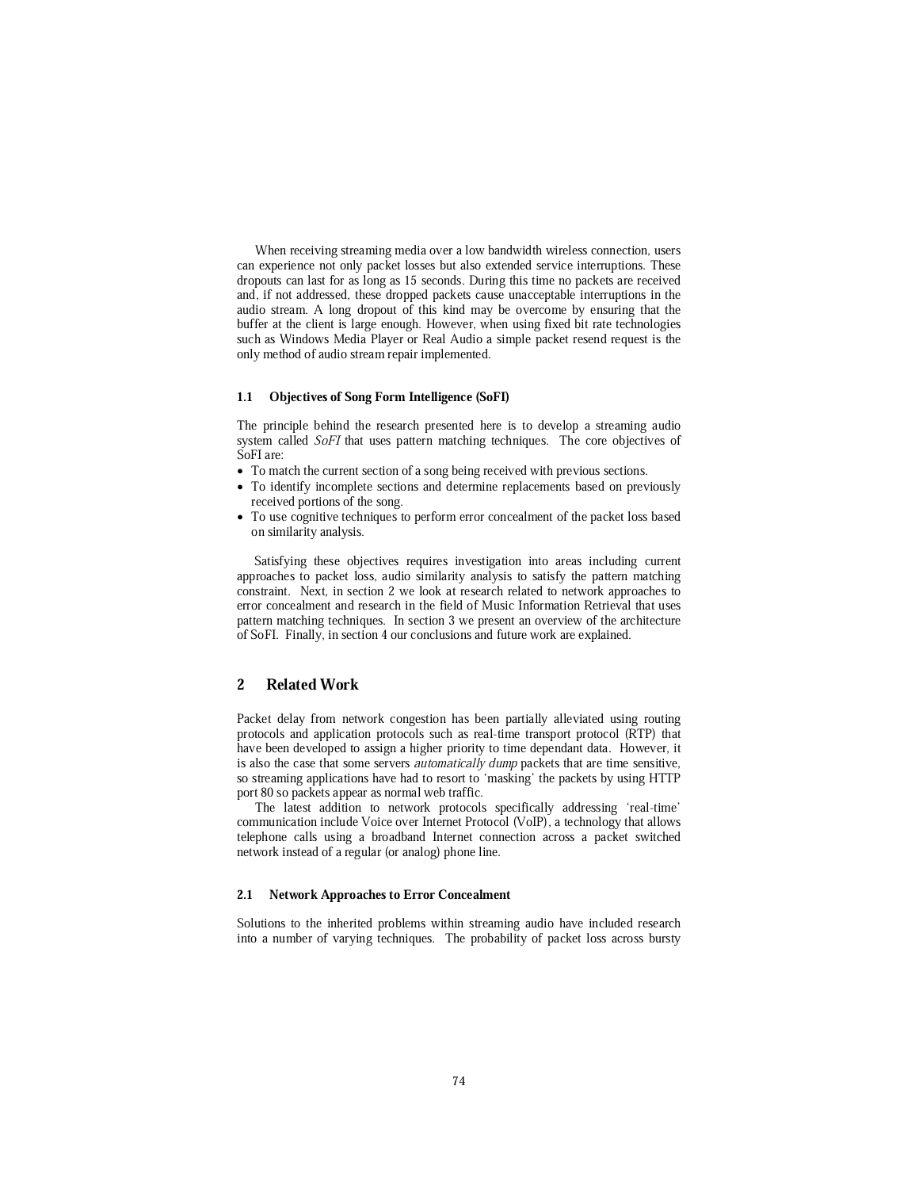When receiving streaming media over a low bandwidth wireless connection, users can experience not only packet losses but also extended service interruptions. These dropouts can last for as long as 15 seconds. During this time no packets are received and, if not addressed, these dropped packets cause unacceptable interruptions in the audio stream. A long dropout of this kind may be overcome by ensuring that the buffer at the client is large enough. However, when using fixed bit rate technologies such as Windows Media Player or Real Audio a simple packet resend request is the only method of audio stream repair implemented.

### 1.1 Objectives of Song Form Intelligence (SoFI)

The principle behind the research presented here is to develop a streaming audio system called *SoFI* that uses pattern matching techniques. The core objectives of SoFI are:

- To match the current section of a song being received with previous sections.
- To identify incomplete sections and determine replacements based on previously received portions of the song.
- To use cognitive techniques to perform error concealment of the packet loss based on similarity analysis.

Satisfying these objectives requires investigation into areas including current approaches to packet loss, audio similarity analysis to satisfy the pattern matching constraint. Next, in section 2 we look at research related to network approaches to error concealment and research in the field of Music Information Retrieval that uses pattern matching techniques. In section 3 we present an overview of the architecture of SoFI. Finally, in section 4 our conclusions and future work are explained.

## 2 Related Work

Packet delay from network congestion has been partially alleviated using routing protocols and application protocols such as real-time transport protocol (RTP) that have been developed to assign a higher priority to time dependant data. However, it is also the case that some servers *automatically dump* packets that are time sensitive, so streaming applications have had to resort to 'masking' the packets by using HTTP port 80 so packets appear as normal web traffic.

The latest addition to network protocols specifically addressing 'real-time' communication include Voice over Internet Protocol (VoIP), a technology that allows telephone calls using a broadband Internet connection across a packet switched network instead of a regular (or analog) phone line.

### 2.1 Network Approaches to Error Concealment

Solutions to the inherited problems within streaming audio have included research into a number of varying techniques. The probability of packet loss across bursty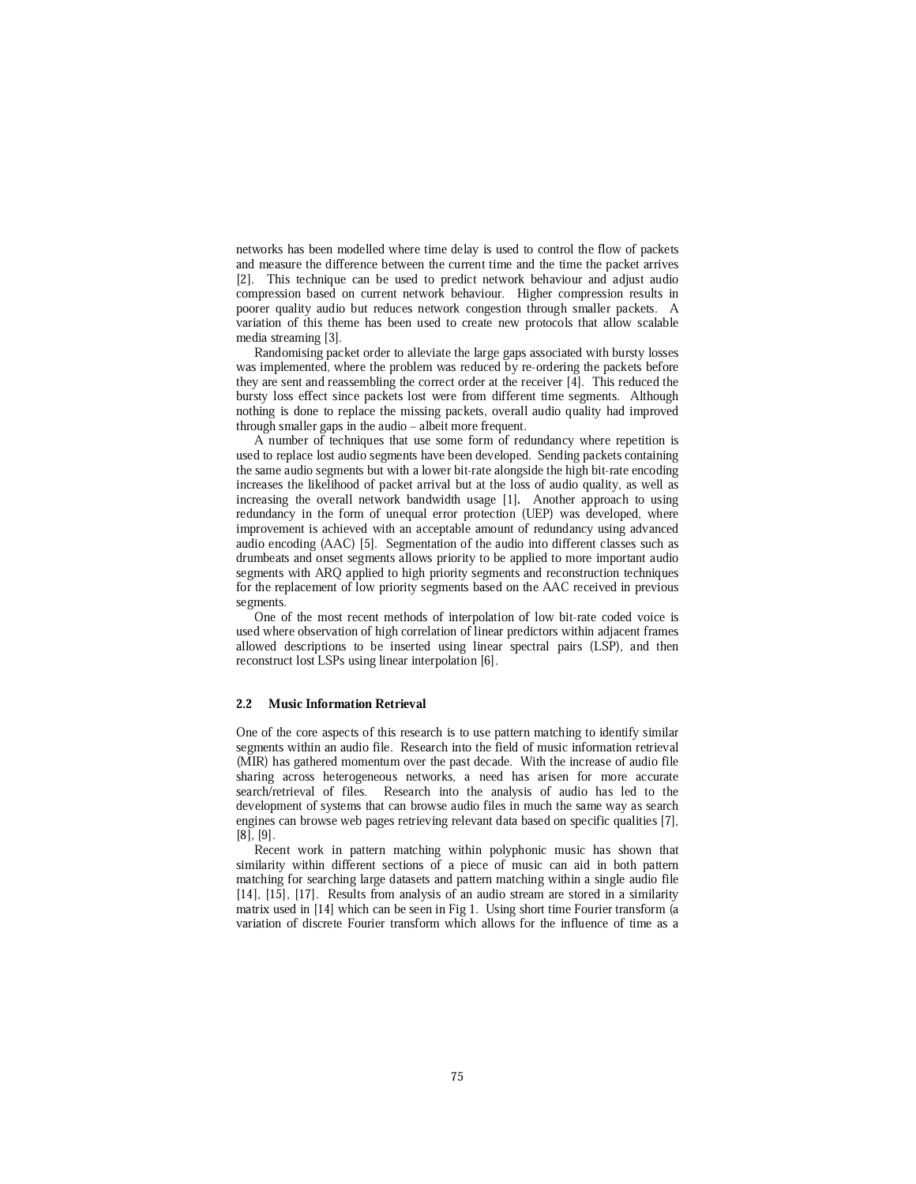networks has been modelled where time delay is used to control the flow of packets and measure the difference between the current time and the time the packet arrives [2]. This technique can be used to predict network behaviour and adjust audio compression based on current network behaviour. Higher compression results in poorer quality audio but reduces network congestion through smaller packets. A variation of this theme has been used to create new protocols that allow scalable media streaming [3].

Randomising packet order to alleviate the large gaps associated with bursty losses was implemented, where the problem was reduced by re-ordering the packets before they are sent and reassembling the correct order at the receiver [4]. This reduced the bursty loss effect since packets lost were from different time segments. Although nothing is done to replace the missing packets, overall audio quality had improved through smaller gaps in the audio – albeit more frequent.

A number of techniques that use some form of redundancy where repetition is used to replace lost audio segments have been developed. Sending packets containing the same audio segments but with a lower bit-rate alongside the high bit-rate encoding increases the likelihood of packet arrival but at the loss of audio quality, as well as increasing the overall network bandwidth usage [1]. Another approach to using redundancy in the form of unequal error protection (UEP) was developed, where improvement is achieved with an acceptable amount of redundancy using advanced audio encoding (AAC) [5]. Segmentation of the audio into different classes such as drumbeats and onset segments allows priority to be applied to more important audio segments with ARQ applied to high priority segments and reconstruction techniques for the replacement of low priority segments based on the AAC received in previous segments.

One of the most recent methods of interpolation of low bit-rate coded voice is used where observation of high correlation of linear predictors within adjacent frames allowed descriptions to be inserted using linear spectral pairs (LSP), and then reconstruct lost LSPs using linear interpolation [6].

### 2.2 Music Information Retrieval

One of the core aspects of this research is to use pattern matching to identify similar segments within an audio file. Research into the field of music information retrieval (MIR) has gathered momentum over the past decade. With the increase of audio file sharing across heterogeneous networks, a need has arisen for more accurate search/retrieval of files. Research into the analysis of audio has led to the development of systems that can browse audio files in much the same way as search engines can browse web pages retrieving relevant data based on specific qualities [7], [8], [9].

Recent work in pattern matching within polyphonic music has shown that similarity within different sections of a piece of music can aid in both pattern matching for searching large datasets and pattern matching within a single audio file [14], [15], [17]. Results from analysis of an audio stream are stored in a similarity matrix used in [14] which can be seen in Fig 1. Using short time Fourier transform (a variation of discrete Fourier transform which allows for the influence of time as a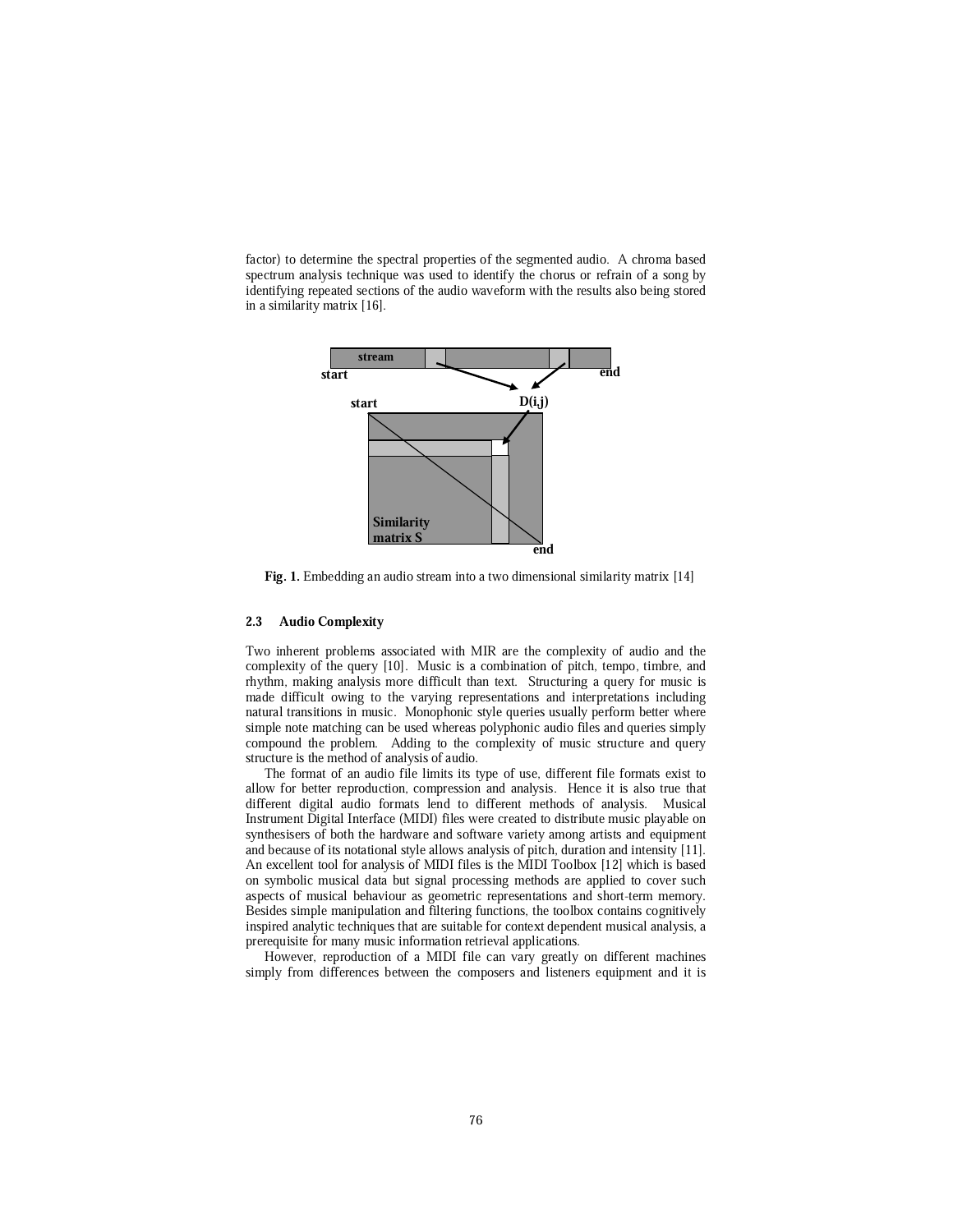factor) to determine the spectral properties of the segmented audio. A chroma based spectrum analysis technique was used to identify the chorus or refrain of a song by identifying repeated sections of the audio waveform with the results also being stored in a similarity matrix [16].

**Fig. 1.** Embedding an audio stream into a two dimensional similarity matrix [14]

### 2.3 Audio Complexity

Two inherent problems associated with MIR are the complexity of audio and the complexity of the query [10]. Music is a combination of pitch, tempo, timbre, and rhythm, making analysis more difficult than text. Structuring a query for music is made difficult owing to the varying representations and interpretations including natural transitions in music. Monophonic style queries usually perform better where simple note matching can be used whereas polyphonic audio files and queries simply compound the problem. Adding to the complexity of music structure and query structure is the method of analysis of audio.

The format of an audio file limits its type of use, different file formats exist to allow for better reproduction, compression and analysis. Hence it is also true that different digital audio formats lend to different methods of analysis. Musical Instrument Digital Interface (MIDI) files were created to distribute music playable on synthesisers of both the hardware and software variety among artists and equipment and because of its notational style allows analysis of pitch, duration and intensity [11]. An excellent tool for analysis of MIDI files is the MIDI Toolbox [12] which is based on symbolic musical data but signal processing methods are applied to cover such aspects of musical behaviour as geometric representations and short-term memory. Besides simple manipulation and filtering functions, the toolbox contains cognitively inspired analytic techniques that are suitable for context dependent musical analysis, a prerequisite for many music information retrieval applications.

However, reproduction of a MIDI file can vary greatly on different machines simply from differences between the composers and listeners equipment and it is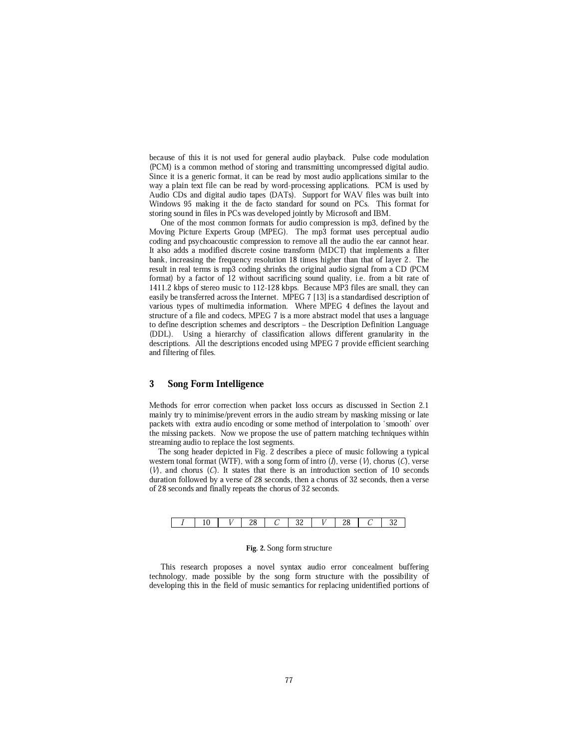because of this it is not used for general audio playback. Pulse code modulation (PCM) is a common method of storing and transmitting uncompressed digital audio. Since it is a generic format, it can be read by most audio applications similar to the way a plain text file can be read by word-processing applications. PCM is used by Audio CDs and digital audio tapes (DATs). Support for WAV files was built into Windows 95 making it the de facto standard for sound on PCs. This format for storing sound in files in PCs was developed jointly by Microsoft and IBM.

One of the most common formats for audio compression is mp3, defined by the Moving Picture Experts Group (MPEG). The mp3 format uses perceptual audio coding and psychoacoustic compression to remove all the audio the ear cannot hear. It also adds a modified discrete cosine transform (MDCT) that implements a filter bank, increasing the frequency resolution 18 times higher than that of layer 2. The result in real terms is mp3 coding shrinks the original audio signal from a CD (PCM format) by a factor of 12 without sacrificing sound quality, i.e. from a bit rate of 1411.2 kbps of stereo music to 112-128 kbps. Because MP3 files are small, they can easily be transferred across the Internet. MPEG 7 [13] is a standardised description of various types of multimedia information. Where MPEG 4 defines the layout and structure of a file and codecs, MPEG 7 is a more abstract model that uses a language to define description schemes and descriptors – the Description Definition Language (DDL). Using a hierarchy of classification allows different granularity in the descriptions. All the descriptions encoded using MPEG 7 provide efficient searching and filtering of files.

## 3 Song Form Intelligence

Methods for error correction when packet loss occurs as discussed in Section 2.1 mainly try to minimise/prevent errors in the audio stream by masking missing or late packets with extra audio encoding or some method of interpolation to 'smooth' over the missing packets. Now we propose the use of pattern matching techniques within streaming audio to replace the lost segments.

The song header depicted in Fig. 2 describes a piece of music following a typical western tonal format (WTF), with a song form of intro (*I*), verse (*V*), chorus (*C*), verse (*V*), and chorus (*C*). It states that there is an introduction section of 10 seconds duration followed by a verse of 28 seconds, then a chorus of 32 seconds, then a verse of 28 seconds and finally repeats the chorus of 32 seconds.

| *I* | 10 | *V* | 28 | *C* | 32 | *V* | 28 | *C* | 32 |
|---|---|---|---|---|---|---|---|---|---|

**Fig. 2.** Song form structure

This research proposes a novel syntax audio error concealment buffering technology, made possible by the song form structure with the possibility of developing this in the field of music semantics for replacing unidentified portions of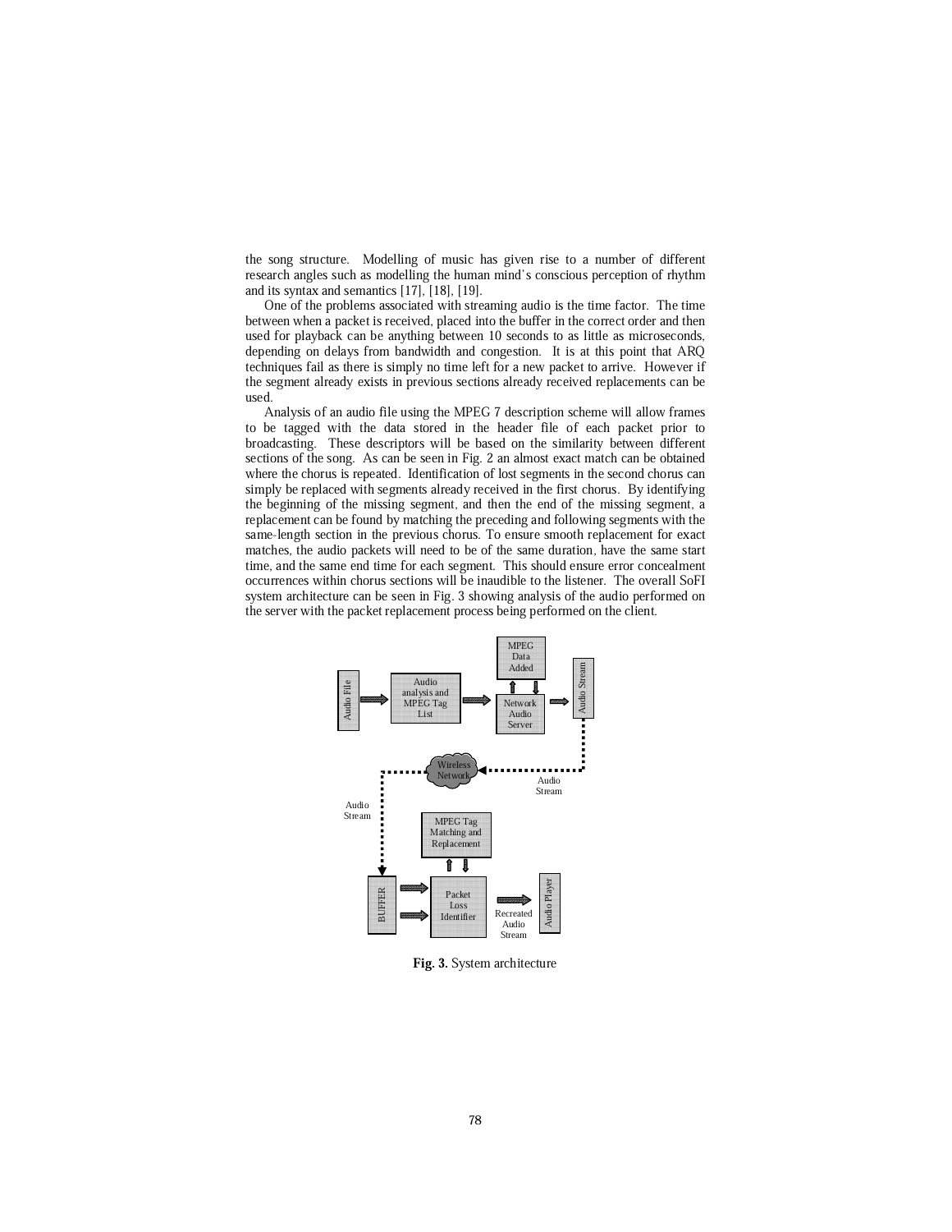the song structure. Modelling of music has given rise to a number of different research angles such as modelling the human mind's conscious perception of rhythm and its syntax and semantics [17], [18], [19].

One of the problems associated with streaming audio is the time factor. The time between when a packet is received, placed into the buffer in the correct order and then used for playback can be anything between 10 seconds to as little as microseconds, depending on delays from bandwidth and congestion. It is at this point that ARQ techniques fail as there is simply no time left for a new packet to arrive. However if the segment already exists in previous sections already received replacements can be used.

Analysis of an audio file using the MPEG 7 description scheme will allow frames to be tagged with the data stored in the header file of each packet prior to broadcasting. These descriptors will be based on the similarity between different sections of the song. As can be seen in Fig. 2 an almost exact match can be obtained where the chorus is repeated. Identification of lost segments in the second chorus can simply be replaced with segments already received in the first chorus. By identifying the beginning of the missing segment, and then the end of the missing segment, a replacement can be found by matching the preceding and following segments with the same-length section in the previous chorus. To ensure smooth replacement for exact matches, the audio packets will need to be of the same duration, have the same start time, and the same end time for each segment. This should ensure error concealment occurrences within chorus sections will be inaudible to the listener. The overall SoFI system architecture can be seen in Fig. 3 showing analysis of the audio performed on the server with the packet replacement process being performed on the client.

Audio File → Audio analysis and MPEG Tag List → Network Audio Server (↔ MPEG Data Added) → Audio Stream → Wireless Network → Audio Stream → BUFFER → Packet Loss Identifier (↔ MPEG Tag Matching and Replacement) → Recreated Audio Stream → Audio Player

**Fig. 3.** System architecture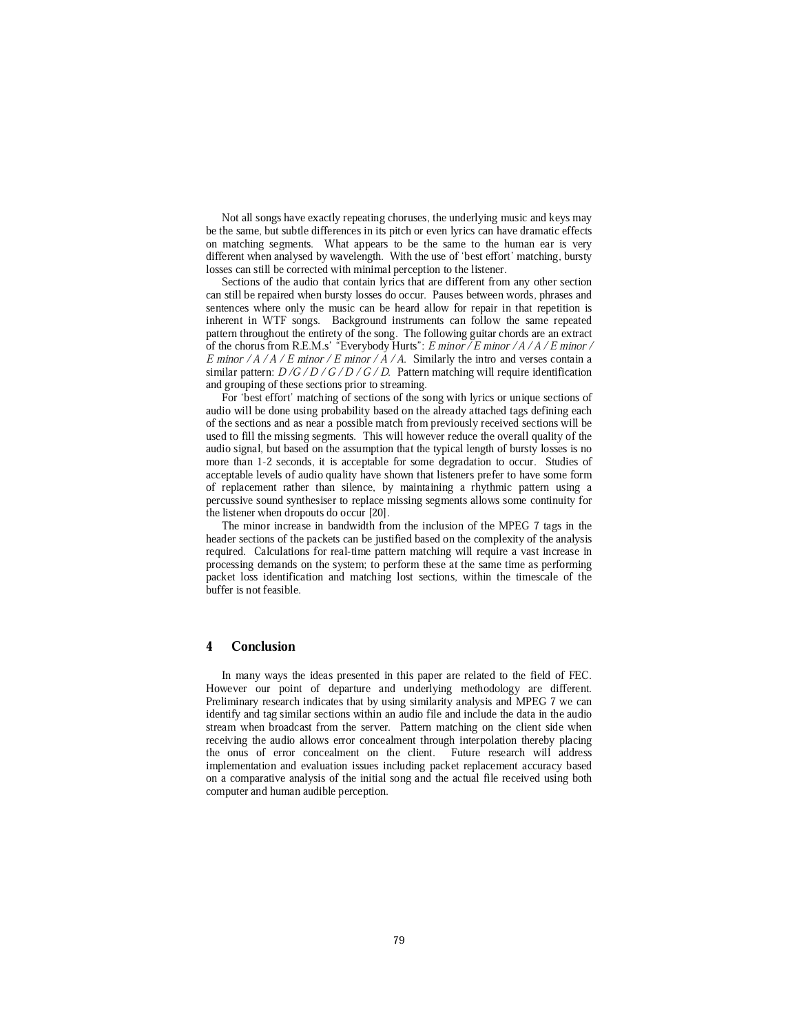Not all songs have exactly repeating choruses, the underlying music and keys may be the same, but subtle differences in its pitch or even lyrics can have dramatic effects on matching segments. What appears to be the same to the human ear is very different when analysed by wavelength. With the use of 'best effort' matching, bursty losses can still be corrected with minimal perception to the listener.

Sections of the audio that contain lyrics that are different from any other section can still be repaired when bursty losses do occur. Pauses between words, phrases and sentences where only the music can be heard allow for repair in that repetition is inherent in WTF songs. Background instruments can follow the same repeated pattern throughout the entirety of the song. The following guitar chords are an extract of the chorus from R.E.M.s' "Everybody Hurts": *E minor / E minor / A / A / E minor / E minor / A / A / E minor / E minor / A / A.* Similarly the intro and verses contain a similar pattern: *D /G / D / G / D / G / D.* Pattern matching will require identification and grouping of these sections prior to streaming.

For 'best effort' matching of sections of the song with lyrics or unique sections of audio will be done using probability based on the already attached tags defining each of the sections and as near a possible match from previously received sections will be used to fill the missing segments. This will however reduce the overall quality of the audio signal, but based on the assumption that the typical length of bursty losses is no more than 1-2 seconds, it is acceptable for some degradation to occur. Studies of acceptable levels of audio quality have shown that listeners prefer to have some form of replacement rather than silence, by maintaining a rhythmic pattern using a percussive sound synthesiser to replace missing segments allows some continuity for the listener when dropouts do occur [20].

The minor increase in bandwidth from the inclusion of the MPEG 7 tags in the header sections of the packets can be justified based on the complexity of the analysis required. Calculations for real-time pattern matching will require a vast increase in processing demands on the system; to perform these at the same time as performing packet loss identification and matching lost sections, within the timescale of the buffer is not feasible.

## 4 Conclusion

In many ways the ideas presented in this paper are related to the field of FEC. However our point of departure and underlying methodology are different. Preliminary research indicates that by using similarity analysis and MPEG 7 we can identify and tag similar sections within an audio file and include the data in the audio stream when broadcast from the server. Pattern matching on the client side when receiving the audio allows error concealment through interpolation thereby placing the onus of error concealment on the client. Future research will address implementation and evaluation issues including packet replacement accuracy based on a comparative analysis of the initial song and the actual file received using both computer and human audible perception.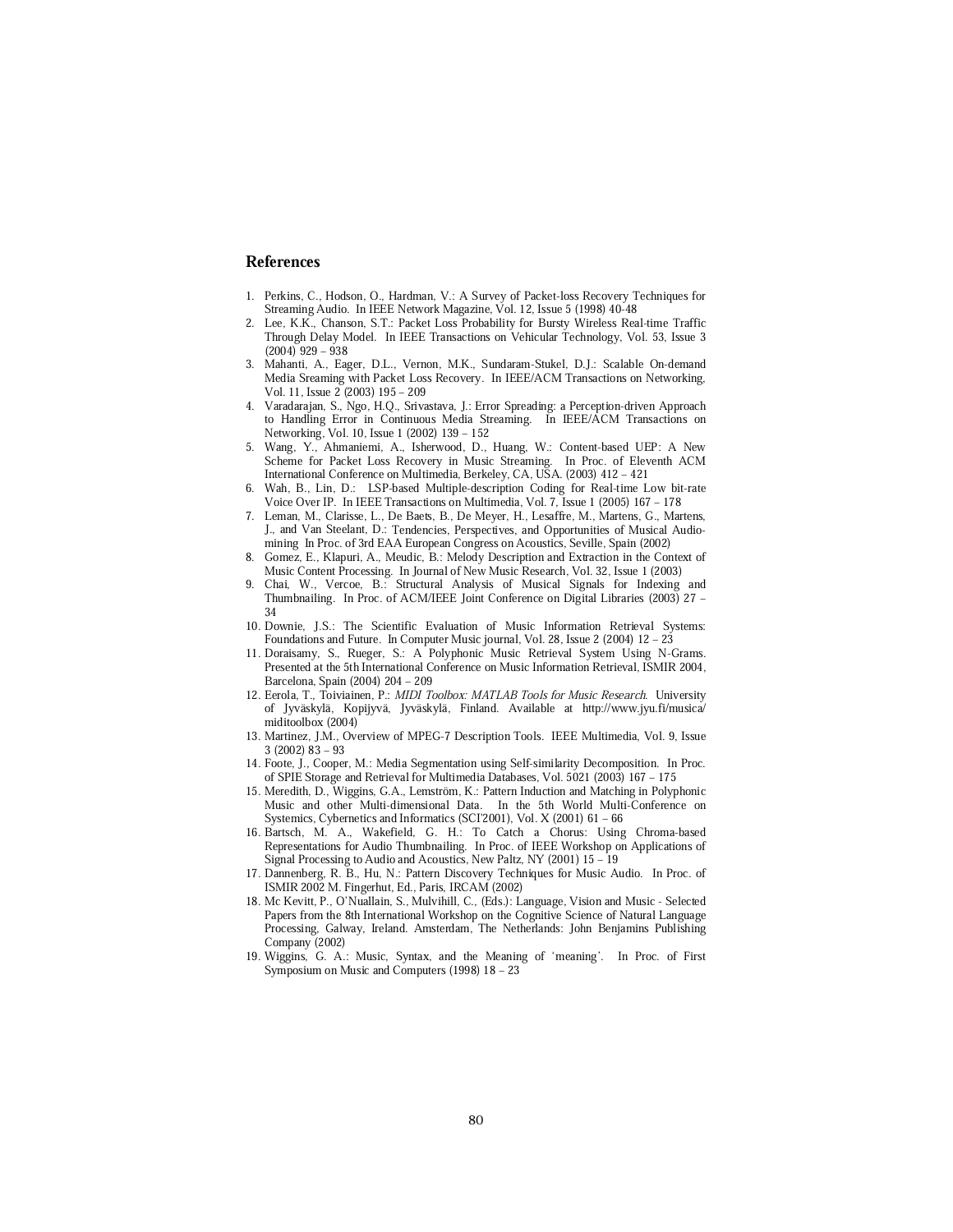## References

1. Perkins, C., Hodson, O., Hardman, V.: A Survey of Packet-loss Recovery Techniques for Streaming Audio. In IEEE Network Magazine, Vol. 12, Issue 5 (1998) 40-48
2. Lee, K.K., Chanson, S.T.: Packet Loss Probability for Bursty Wireless Real-time Traffic Through Delay Model. In IEEE Transactions on Vehicular Technology, Vol. 53, Issue 3 (2004) 929 – 938
3. Mahanti, A., Eager, D.L., Vernon, M.K., Sundaram-Stukel, D.J.: Scalable On-demand Media Sreaming with Packet Loss Recovery. In IEEE/ACM Transactions on Networking, Vol. 11, Issue 2 (2003) 195 – 209
4. Varadarajan, S., Ngo, H.Q., Srivastava, J.: Error Spreading: a Perception-driven Approach to Handling Error in Continuous Media Streaming. In IEEE/ACM Transactions on Networking, Vol. 10, Issue 1 (2002) 139 – 152
5. Wang, Y., Ahmaniemi, A., Isherwood, D., Huang, W.: Content-based UEP: A New Scheme for Packet Loss Recovery in Music Streaming. In Proc. of Eleventh ACM International Conference on Multimedia, Berkeley, CA, USA. (2003) 412 – 421
6. Wah, B., Lin, D.: LSP-based Multiple-description Coding for Real-time Low bit-rate Voice Over IP. In IEEE Transactions on Multimedia, Vol. 7, Issue 1 (2005) 167 – 178
7. Leman, M., Clarisse, L., De Baets, B., De Meyer, H., Lesaffre, M., Martens, G., Martens, J., and Van Steelant, D.: Tendencies, Perspectives, and Opportunities of Musical Audio-mining In Proc. of 3rd EAA European Congress on Acoustics, Seville, Spain (2002)
8. Gomez, E., Klapuri, A., Meudic, B.: Melody Description and Extraction in the Context of Music Content Processing. In Journal of New Music Research, Vol. 32, Issue 1 (2003)
9. Chai, W., Vercoe, B.: Structural Analysis of Musical Signals for Indexing and Thumbnailing. In Proc. of ACM/IEEE Joint Conference on Digital Libraries (2003) 27 – 34
10. Downie, J.S.: The Scientific Evaluation of Music Information Retrieval Systems: Foundations and Future. In Computer Music journal, Vol. 28, Issue 2 (2004) 12 – 23
11. Doraisamy, S., Rueger, S.: A Polyphonic Music Retrieval System Using N-Grams. Presented at the 5th International Conference on Music Information Retrieval, ISMIR 2004, Barcelona, Spain (2004) 204 – 209
12. Eerola, T., Toiviainen, P.: *MIDI Toolbox: MATLAB Tools for Music Research*. University of Jyväskylä, Kopijyvä, Jyväskylä, Finland. Available at http://www.jyu.fi/musica/miditoolbox (2004)
13. Martinez, J.M., Overview of MPEG-7 Description Tools. IEEE Multimedia, Vol. 9, Issue 3 (2002) 83 – 93
14. Foote, J., Cooper, M.: Media Segmentation using Self-similarity Decomposition. In Proc. of SPIE Storage and Retrieval for Multimedia Databases, Vol. 5021 (2003) 167 – 175
15. Meredith, D., Wiggins, G.A., Lemström, K.: Pattern Induction and Matching in Polyphonic Music and other Multi-dimensional Data. In the 5th World Multi-Conference on Systemics, Cybernetics and Informatics (SCI'2001), Vol. X (2001) 61 – 66
16. Bartsch, M. A., Wakefield, G. H.: To Catch a Chorus: Using Chroma-based Representations for Audio Thumbnailing. In Proc. of IEEE Workshop on Applications of Signal Processing to Audio and Acoustics, New Paltz, NY (2001) 15 – 19
17. Dannenberg, R. B., Hu, N.: Pattern Discovery Techniques for Music Audio. In Proc. of ISMIR 2002 M. Fingerhut, Ed., Paris, IRCAM (2002)
18. Mc Kevitt, P., O'Nuallain, S., Mulvihill, C., (Eds.): Language, Vision and Music - Selected Papers from the 8th International Workshop on the Cognitive Science of Natural Language Processing, Galway, Ireland. Amsterdam, The Netherlands: John Benjamins Publishing Company (2002)
19. Wiggins, G. A.: Music, Syntax, and the Meaning of 'meaning'. In Proc. of First Symposium on Music and Computers (1998) 18 – 23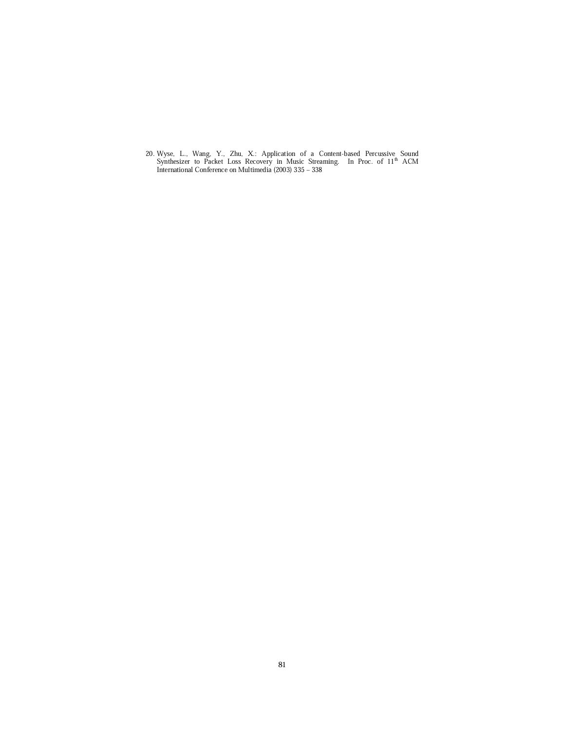20. Wyse, L., Wang, Y., Zhu, X.: Application of a Content-based Percussive Sound Synthesizer to Packet Loss Recovery in Music Streaming. In Proc. of 11$^{th}$ ACM International Conference on Multimedia (2003) 335 – 338